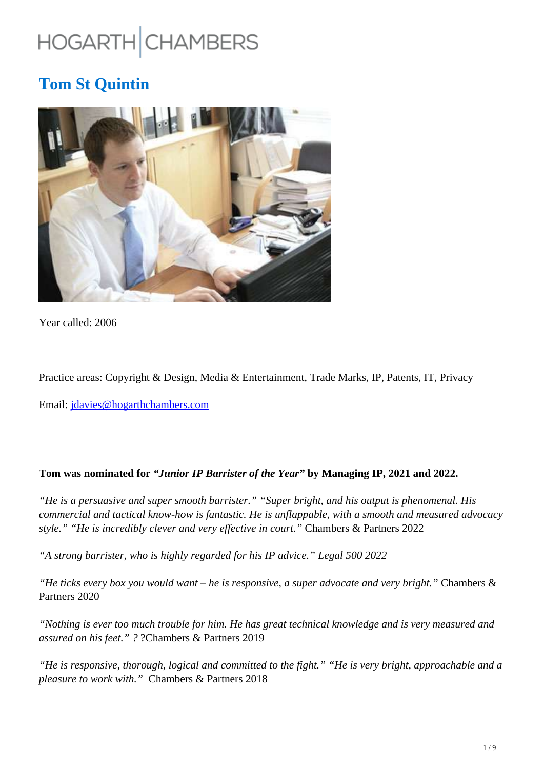# Tom St Quintin

Year called: 2006

Practice areas: Copyright & Design, Media & Entertainment, Trade Marks, IP, Patents, IT, Privacy

Email: [jdavies@hogarthchambers.com](mailto:jdavies@hogarthchambers.com)

**Tom was nominated for *"Junior IP Barrister of the Year"* by Managing IP, 2021 and 2022.**

*"He is a persuasive and super smooth barrister." "Super bright, and his output is phenomenal. His commercial and tactical know-how is fantastic. He is unflappable, with a smooth and measured advocacy style." "He is incredibly clever and very effective in court."* Chambers & Partners 2022

*"A strong barrister, who is highly regarded for his IP advice." Legal 500 2022*

*"He ticks every box you would want – he is responsive, a super advocate and very bright."* Chambers & Partners 2020

*"Nothing is ever too much trouble for him. He has great technical knowledge and is very measured and assured on his feet." ?* ?Chambers & Partners 2019

*"He is responsive, thorough, logical and committed to the fight." "He is very bright, approachable and a pleasure to work with."* Chambers & Partners 2018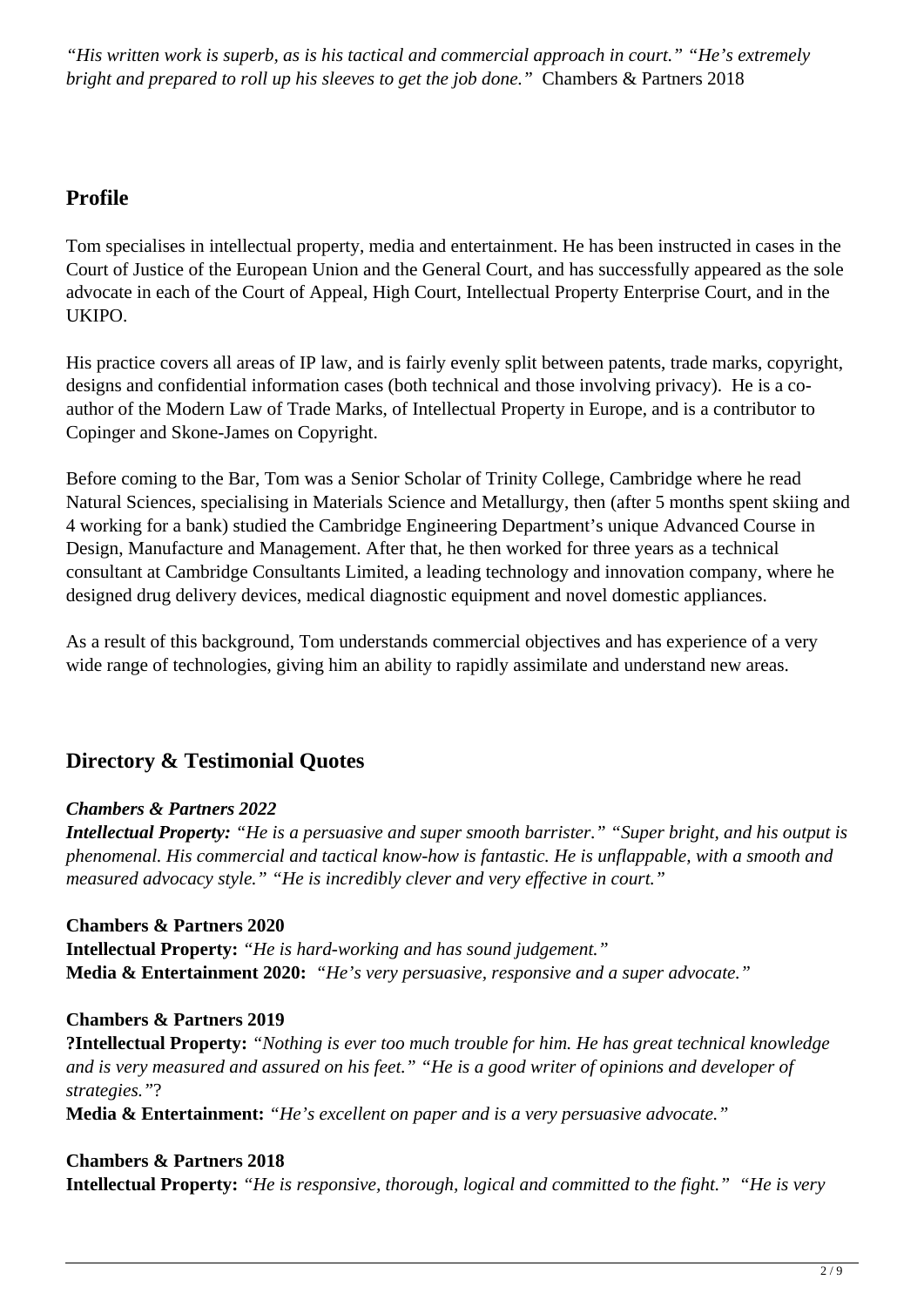*"His written work is superb, as is his tactical and commercial approach in court." "He's extremely bright and prepared to roll up his sleeves to get the job done."* Chambers & Partners 2018

## Profile

Tom specialises in intellectual property, media and entertainment. He has been instructed in cases in the Court of Justice of the European Union and the General Court, and has successfully appeared as the sole advocate in each of the Court of Appeal, High Court, Intellectual Property Enterprise Court, and in the UKIPO.

His practice covers all areas of IP law, and is fairly evenly split between patents, trade marks, copyright, designs and confidential information cases (both technical and those involving privacy). He is a co-author of the Modern Law of Trade Marks, of Intellectual Property in Europe, and is a contributor to Copinger and Skone-James on Copyright.

Before coming to the Bar, Tom was a Senior Scholar of Trinity College, Cambridge where he read Natural Sciences, specialising in Materials Science and Metallurgy, then (after 5 months spent skiing and 4 working for a bank) studied the Cambridge Engineering Department's unique Advanced Course in Design, Manufacture and Management. After that, he then worked for three years as a technical consultant at Cambridge Consultants Limited, a leading technology and innovation company, where he designed drug delivery devices, medical diagnostic equipment and novel domestic appliances.

As a result of this background, Tom understands commercial objectives and has experience of a very wide range of technologies, giving him an ability to rapidly assimilate and understand new areas.

## Directory & Testimonial Quotes

***Chambers & Partners 2022***
***Intellectual Property:*** *"He is a persuasive and super smooth barrister." "Super bright, and his output is phenomenal. His commercial and tactical know-how is fantastic. He is unflappable, with a smooth and measured advocacy style." "He is incredibly clever and very effective in court."*

**Chambers & Partners 2020**
**Intellectual Property:** *"He is hard-working and has sound judgement."*
**Media & Entertainment 2020:** *"He's very persuasive, responsive and a super advocate."*

**Chambers & Partners 2019**
**?Intellectual Property:** *"Nothing is ever too much trouble for him. He has great technical knowledge and is very measured and assured on his feet." "He is a good writer of opinions and developer of strategies."*?
**Media & Entertainment:** *"He's excellent on paper and is a very persuasive advocate."*

**Chambers & Partners 2018**
**Intellectual Property:** *"He is responsive, thorough, logical and committed to the fight." "He is very*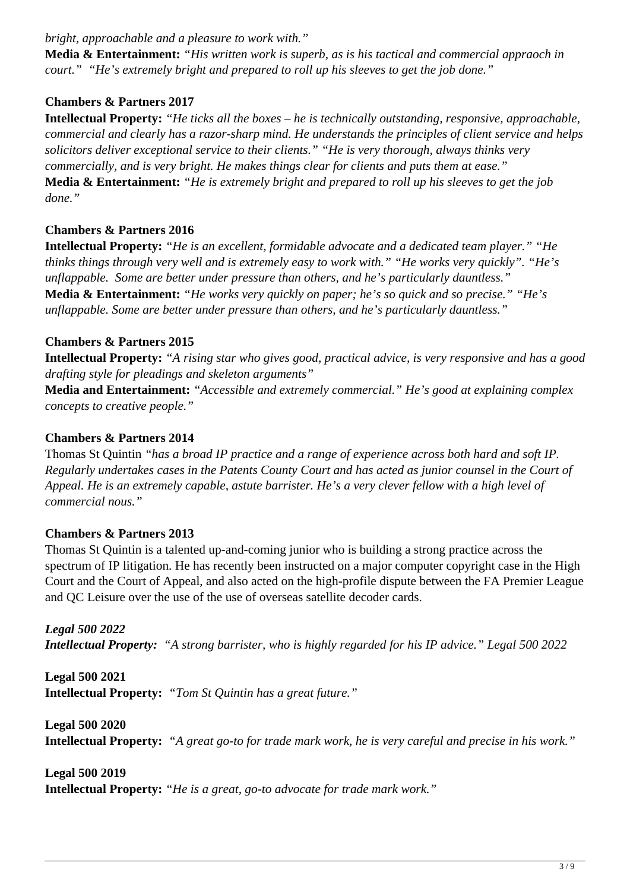*bright, approachable and a pleasure to work with."*

**Media & Entertainment:** *"His written work is superb, as is his tactical and commercial appraoch in court." "He's extremely bright and prepared to roll up his sleeves to get the job done."*

**Chambers & Partners 2017**

**Intellectual Property:** *"He ticks all the boxes – he is technically outstanding, responsive, approachable, commercial and clearly has a razor-sharp mind. He understands the principles of client service and helps solicitors deliver exceptional service to their clients." "He is very thorough, always thinks very commercially, and is very bright. He makes things clear for clients and puts them at ease."*

**Media & Entertainment:** *"He is extremely bright and prepared to roll up his sleeves to get the job done."*

**Chambers & Partners 2016**

**Intellectual Property:** *"He is an excellent, formidable advocate and a dedicated team player." "He thinks things through very well and is extremely easy to work with." "He works very quickly". "He's unflappable. Some are better under pressure than others, and he's particularly dauntless."*

**Media & Entertainment:** *"He works very quickly on paper; he's so quick and so precise." "He's unflappable. Some are better under pressure than others, and he's particularly dauntless."*

**Chambers & Partners 2015**

**Intellectual Property:** *"A rising star who gives good, practical advice, is very responsive and has a good drafting style for pleadings and skeleton arguments"*

**Media and Entertainment:** *"Accessible and extremely commercial." He's good at explaining complex concepts to creative people."*

**Chambers & Partners 2014**

Thomas St Quintin *"has a broad IP practice and a range of experience across both hard and soft IP. Regularly undertakes cases in the Patents County Court and has acted as junior counsel in the Court of Appeal. He is an extremely capable, astute barrister. He's a very clever fellow with a high level of commercial nous."*

**Chambers & Partners 2013**

Thomas St Quintin is a talented up-and-coming junior who is building a strong practice across the spectrum of IP litigation. He has recently been instructed on a major computer copyright case in the High Court and the Court of Appeal, and also acted on the high-profile dispute between the FA Premier League and QC Leisure over the use of the use of overseas satellite decoder cards.

***Legal 500 2022***

***Intellectual Property:*** *"A strong barrister, who is highly regarded for his IP advice." Legal 500 2022*

**Legal 500 2021**

**Intellectual Property:** *"Tom St Quintin has a great future."*

**Legal 500 2020**

**Intellectual Property:** *"A great go-to for trade mark work, he is very careful and precise in his work."*

**Legal 500 2019**

**Intellectual Property:** *"He is a great, go-to advocate for trade mark work."*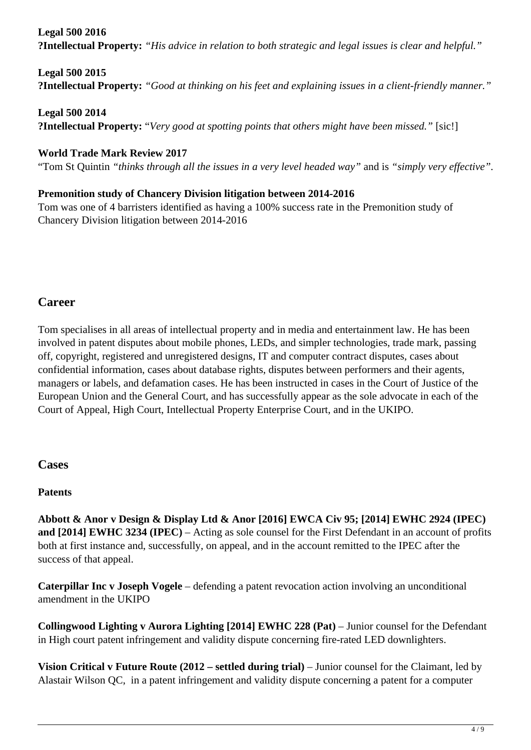**Legal 500 2016**
**?Intellectual Property:** *"His advice in relation to both strategic and legal issues is clear and helpful."*

**Legal 500 2015**
**?Intellectual Property:** *"Good at thinking on his feet and explaining issues in a client-friendly manner."*

**Legal 500 2014**
**?Intellectual Property:** "*Very good at spotting points that others might have been missed."* [sic!]

**World Trade Mark Review 2017**
"Tom St Quintin *"thinks through all the issues in a very level headed way"* and is *"simply very effective"*.

**Premonition study of Chancery Division litigation between 2014-2016**
Tom was one of 4 barristers identified as having a 100% success rate in the Premonition study of Chancery Division litigation between 2014-2016

## Career

Tom specialises in all areas of intellectual property and in media and entertainment law. He has been involved in patent disputes about mobile phones, LEDs, and simpler technologies, trade mark, passing off, copyright, registered and unregistered designs, IT and computer contract disputes, cases about confidential information, cases about database rights, disputes between performers and their agents, managers or labels, and defamation cases. He has been instructed in cases in the Court of Justice of the European Union and the General Court, and has successfully appear as the sole advocate in each of the Court of Appeal, High Court, Intellectual Property Enterprise Court, and in the UKIPO.

## Cases

**Patents**

**Abbott & Anor v Design & Display Ltd & Anor [2016] EWCA Civ 95; [2014] EWHC 2924 (IPEC) and [2014] EWHC 3234 (IPEC)** – Acting as sole counsel for the First Defendant in an account of profits both at first instance and, successfully, on appeal, and in the account remitted to the IPEC after the success of that appeal.

**Caterpillar Inc v Joseph Vogele** – defending a patent revocation action involving an unconditional amendment in the UKIPO

**Collingwood Lighting v Aurora Lighting [2014] EWHC 228 (Pat)** – Junior counsel for the Defendant in High court patent infringement and validity dispute concerning fire-rated LED downlighters.

**Vision Critical v Future Route (2012 – settled during trial)** – Junior counsel for the Claimant, led by Alastair Wilson QC, in a patent infringement and validity dispute concerning a patent for a computer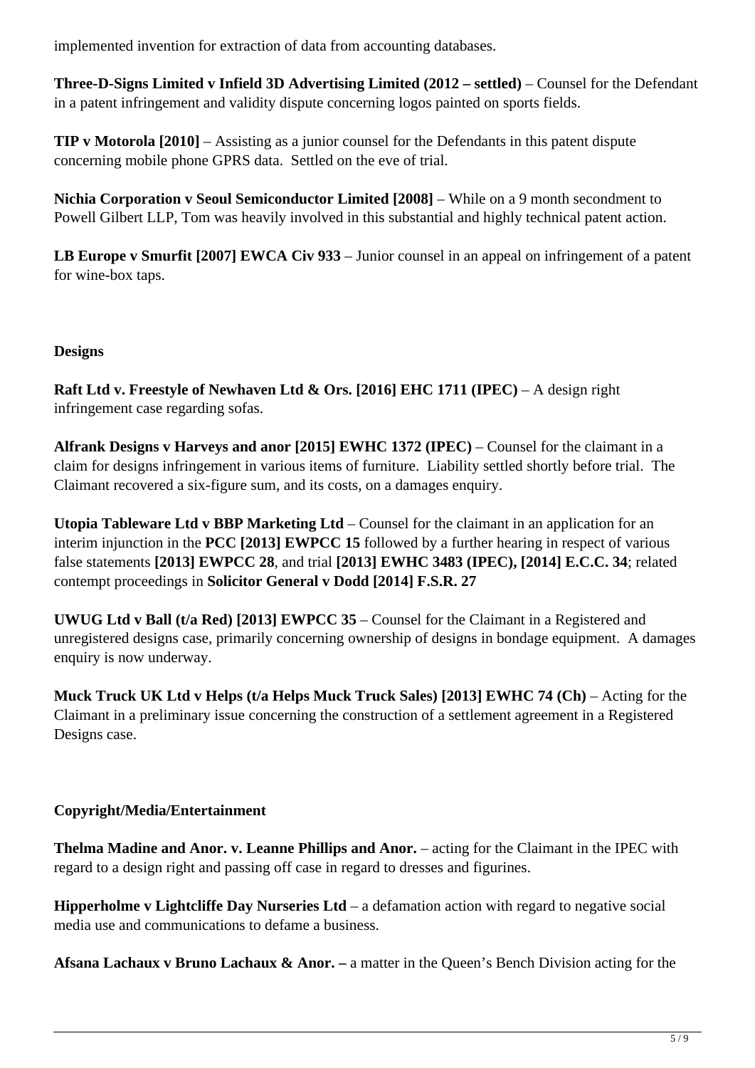implemented invention for extraction of data from accounting databases.

**Three-D-Signs Limited v Infield 3D Advertising Limited (2012 – settled)** – Counsel for the Defendant in a patent infringement and validity dispute concerning logos painted on sports fields.

**TIP v Motorola [2010]** – Assisting as a junior counsel for the Defendants in this patent dispute concerning mobile phone GPRS data. Settled on the eve of trial.

**Nichia Corporation v Seoul Semiconductor Limited [2008]** – While on a 9 month secondment to Powell Gilbert LLP, Tom was heavily involved in this substantial and highly technical patent action.

**LB Europe v Smurfit [2007] EWCA Civ 933** – Junior counsel in an appeal on infringement of a patent for wine-box taps.

**Designs**

**Raft Ltd v. Freestyle of Newhaven Ltd & Ors. [2016] EHC 1711 (IPEC)** – A design right infringement case regarding sofas.

**Alfrank Designs v Harveys and anor [2015] EWHC 1372 (IPEC)** – Counsel for the claimant in a claim for designs infringement in various items of furniture. Liability settled shortly before trial. The Claimant recovered a six-figure sum, and its costs, on a damages enquiry.

**Utopia Tableware Ltd v BBP Marketing Ltd** – Counsel for the claimant in an application for an interim injunction in the **PCC [2013] EWPCC 15** followed by a further hearing in respect of various false statements **[2013] EWPCC 28**, and trial **[2013] EWHC 3483 (IPEC), [2014] E.C.C. 34**; related contempt proceedings in **Solicitor General v Dodd [2014] F.S.R. 27**

**UWUG Ltd v Ball (t/a Red) [2013] EWPCC 35** – Counsel for the Claimant in a Registered and unregistered designs case, primarily concerning ownership of designs in bondage equipment. A damages enquiry is now underway.

**Muck Truck UK Ltd v Helps (t/a Helps Muck Truck Sales) [2013] EWHC 74 (Ch)** – Acting for the Claimant in a preliminary issue concerning the construction of a settlement agreement in a Registered Designs case.

**Copyright/Media/Entertainment**

**Thelma Madine and Anor. v. Leanne Phillips and Anor.** – acting for the Claimant in the IPEC with regard to a design right and passing off case in regard to dresses and figurines.

**Hipperholme v Lightcliffe Day Nurseries Ltd** – a defamation action with regard to negative social media use and communications to defame a business.

**Afsana Lachaux v Bruno Lachaux & Anor. –** a matter in the Queen's Bench Division acting for the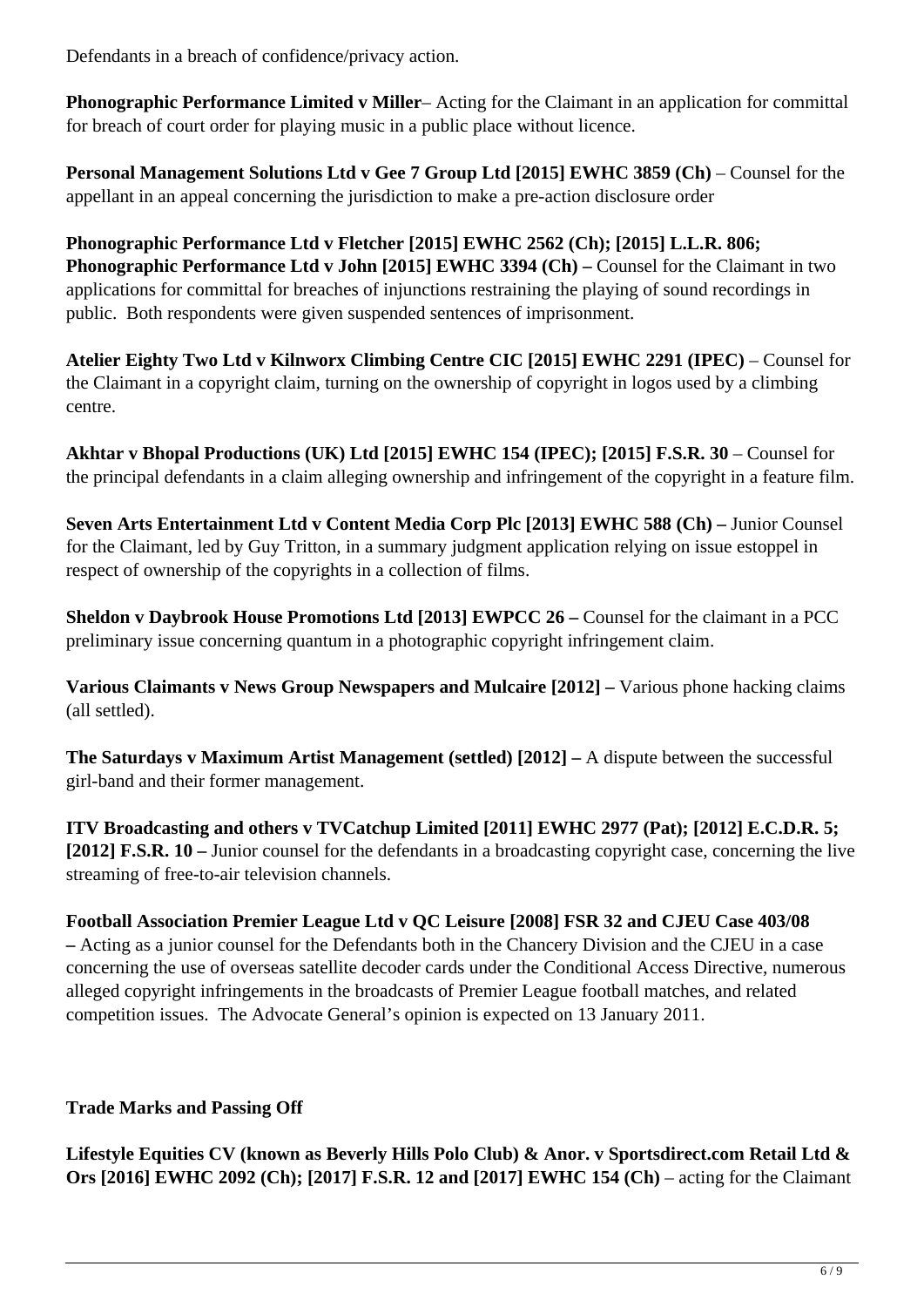Defendants in a breach of confidence/privacy action.

**Phonographic Performance Limited v Miller**– Acting for the Claimant in an application for committal for breach of court order for playing music in a public place without licence.

**Personal Management Solutions Ltd v Gee 7 Group Ltd [2015] EWHC 3859 (Ch)** – Counsel for the appellant in an appeal concerning the jurisdiction to make a pre-action disclosure order

**Phonographic Performance Ltd v Fletcher [2015] EWHC 2562 (Ch); [2015] L.L.R. 806; Phonographic Performance Ltd v John [2015] EWHC 3394 (Ch) –** Counsel for the Claimant in two applications for committal for breaches of injunctions restraining the playing of sound recordings in public. Both respondents were given suspended sentences of imprisonment.

**Atelier Eighty Two Ltd v Kilnworx Climbing Centre CIC [2015] EWHC 2291 (IPEC)** – Counsel for the Claimant in a copyright claim, turning on the ownership of copyright in logos used by a climbing centre.

**Akhtar v Bhopal Productions (UK) Ltd [2015] EWHC 154 (IPEC); [2015] F.S.R. 30** – Counsel for the principal defendants in a claim alleging ownership and infringement of the copyright in a feature film.

**Seven Arts Entertainment Ltd v Content Media Corp Plc [2013] EWHC 588 (Ch) –** Junior Counsel for the Claimant, led by Guy Tritton, in a summary judgment application relying on issue estoppel in respect of ownership of the copyrights in a collection of films.

**Sheldon v Daybrook House Promotions Ltd [2013] EWPCC 26 –** Counsel for the claimant in a PCC preliminary issue concerning quantum in a photographic copyright infringement claim.

**Various Claimants v News Group Newspapers and Mulcaire [2012] –** Various phone hacking claims (all settled).

**The Saturdays v Maximum Artist Management (settled) [2012] –** A dispute between the successful girl-band and their former management.

**ITV Broadcasting and others v TVCatchup Limited [2011] EWHC 2977 (Pat); [2012] E.C.D.R. 5; [2012] F.S.R. 10 –** Junior counsel for the defendants in a broadcasting copyright case, concerning the live streaming of free-to-air television channels.

**Football Association Premier League Ltd v QC Leisure [2008] FSR 32 and CJEU Case 403/08 –** Acting as a junior counsel for the Defendants both in the Chancery Division and the CJEU in a case concerning the use of overseas satellite decoder cards under the Conditional Access Directive, numerous alleged copyright infringements in the broadcasts of Premier League football matches, and related competition issues. The Advocate General's opinion is expected on 13 January 2011.

**Trade Marks and Passing Off**

**Lifestyle Equities CV (known as Beverly Hills Polo Club) & Anor. v Sportsdirect.com Retail Ltd & Ors [2016] EWHC 2092 (Ch); [2017] F.S.R. 12 and [2017] EWHC 154 (Ch)** – acting for the Claimant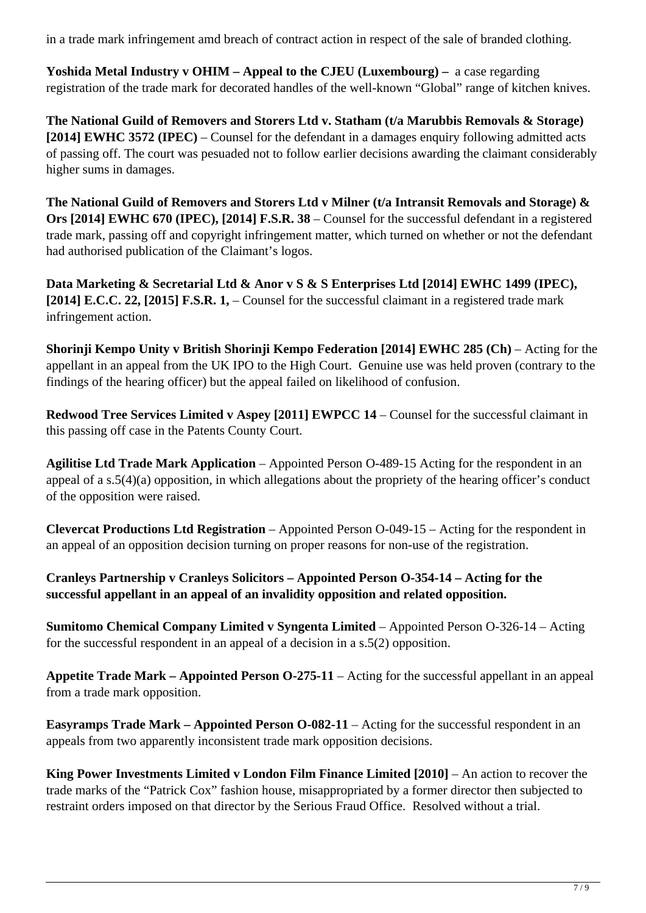in a trade mark infringement amd breach of contract action in respect of the sale of branded clothing.

**Yoshida Metal Industry v OHIM – Appeal to the CJEU (Luxembourg) –** a case regarding registration of the trade mark for decorated handles of the well-known "Global" range of kitchen knives.

**The National Guild of Removers and Storers Ltd v. Statham (t/a Marubbis Removals & Storage) [2014] EWHC 3572 (IPEC)** – Counsel for the defendant in a damages enquiry following admitted acts of passing off. The court was pesuaded not to follow earlier decisions awarding the claimant considerably higher sums in damages.

**The National Guild of Removers and Storers Ltd v Milner (t/a Intransit Removals and Storage) & Ors [2014] EWHC 670 (IPEC), [2014] F.S.R. 38** – Counsel for the successful defendant in a registered trade mark, passing off and copyright infringement matter, which turned on whether or not the defendant had authorised publication of the Claimant's logos.

**Data Marketing & Secretarial Ltd & Anor v S & S Enterprises Ltd [2014] EWHC 1499 (IPEC), [2014] E.C.C. 22, [2015] F.S.R. 1,** – Counsel for the successful claimant in a registered trade mark infringement action.

**Shorinji Kempo Unity v British Shorinji Kempo Federation [2014] EWHC 285 (Ch)** – Acting for the appellant in an appeal from the UK IPO to the High Court. Genuine use was held proven (contrary to the findings of the hearing officer) but the appeal failed on likelihood of confusion.

**Redwood Tree Services Limited v Aspey [2011] EWPCC 14** – Counsel for the successful claimant in this passing off case in the Patents County Court.

**Agilitise Ltd Trade Mark Application** – Appointed Person O-489-15 Acting for the respondent in an appeal of a s.5(4)(a) opposition, in which allegations about the propriety of the hearing officer's conduct of the opposition were raised.

**Clevercat Productions Ltd Registration** – Appointed Person O-049-15 – Acting for the respondent in an appeal of an opposition decision turning on proper reasons for non-use of the registration.

**Cranleys Partnership v Cranleys Solicitors – Appointed Person O-354-14 – Acting for the successful appellant in an appeal of an invalidity opposition and related opposition.**

**Sumitomo Chemical Company Limited v Syngenta Limited** – Appointed Person O-326-14 – Acting for the successful respondent in an appeal of a decision in a s.5(2) opposition.

**Appetite Trade Mark – Appointed Person O-275-11** – Acting for the successful appellant in an appeal from a trade mark opposition.

**Easyramps Trade Mark – Appointed Person O-082-11** – Acting for the successful respondent in an appeals from two apparently inconsistent trade mark opposition decisions.

**King Power Investments Limited v London Film Finance Limited [2010]** – An action to recover the trade marks of the "Patrick Cox" fashion house, misappropriated by a former director then subjected to restraint orders imposed on that director by the Serious Fraud Office. Resolved without a trial.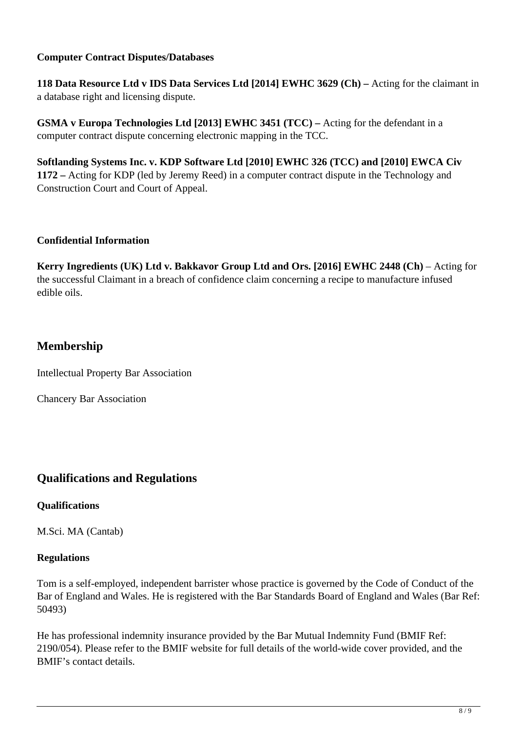**Computer Contract Disputes/Databases**

**118 Data Resource Ltd v IDS Data Services Ltd [2014] EWHC 3629 (Ch) –** Acting for the claimant in a database right and licensing dispute.

**GSMA v Europa Technologies Ltd [2013] EWHC 3451 (TCC) –** Acting for the defendant in a computer contract dispute concerning electronic mapping in the TCC.

**Softlanding Systems Inc. v. KDP Software Ltd [2010] EWHC 326 (TCC) and [2010] EWCA Civ 1172 –** Acting for KDP (led by Jeremy Reed) in a computer contract dispute in the Technology and Construction Court and Court of Appeal.

**Confidential Information**

**Kerry Ingredients (UK) Ltd v. Bakkavor Group Ltd and Ors. [2016] EWHC 2448 (Ch)** – Acting for the successful Claimant in a breach of confidence claim concerning a recipe to manufacture infused edible oils.

## Membership

Intellectual Property Bar Association

Chancery Bar Association

## Qualifications and Regulations

**Qualifications**

M.Sci. MA (Cantab)

**Regulations**

Tom is a self-employed, independent barrister whose practice is governed by the Code of Conduct of the Bar of England and Wales. He is registered with the Bar Standards Board of England and Wales (Bar Ref: 50493)

He has professional indemnity insurance provided by the Bar Mutual Indemnity Fund (BMIF Ref: 2190/054). Please refer to the BMIF website for full details of the world-wide cover provided, and the BMIF's contact details.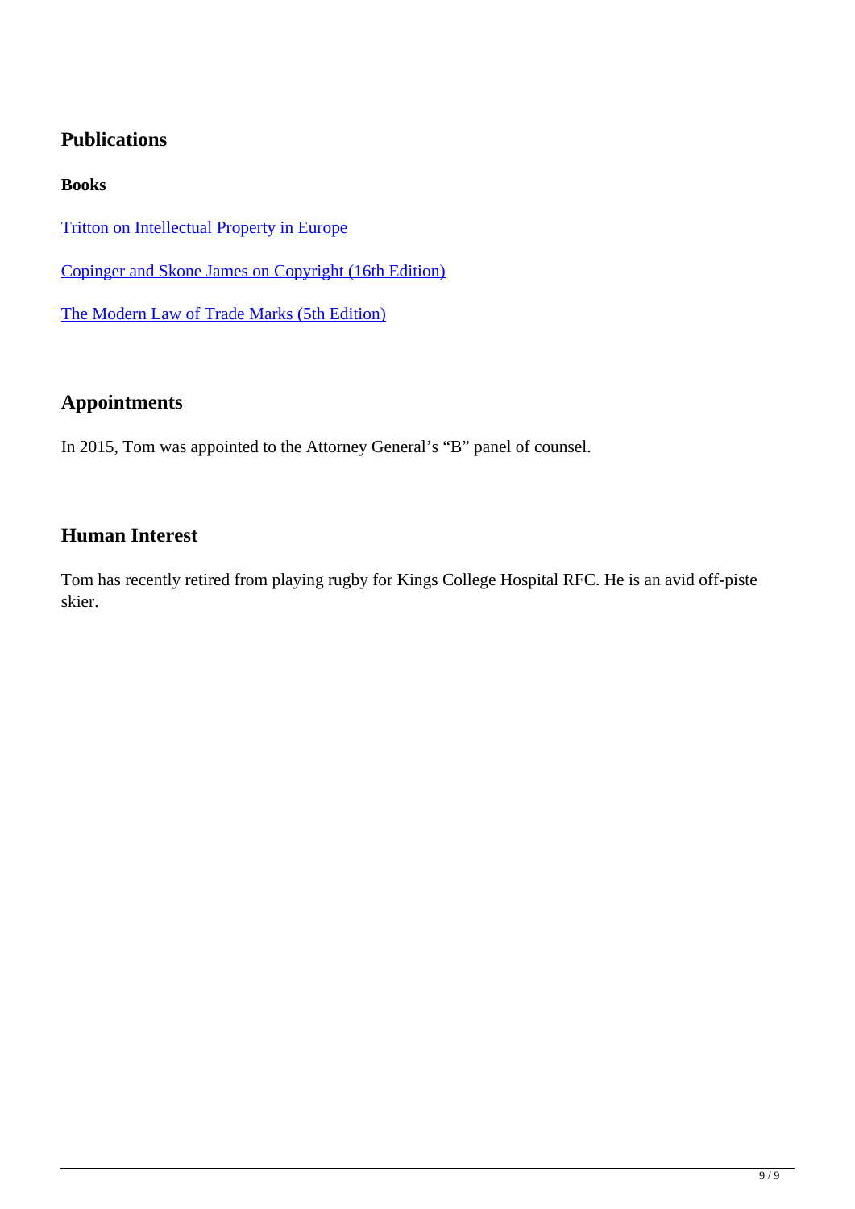## Publications

### Books

Tritton on Intellectual Property in Europe

Copinger and Skone James on Copyright (16th Edition)

The Modern Law of Trade Marks (5th Edition)

## Appointments

In 2015, Tom was appointed to the Attorney General's "B" panel of counsel.

## Human Interest

Tom has recently retired from playing rugby for Kings College Hospital RFC. He is an avid off-piste skier.